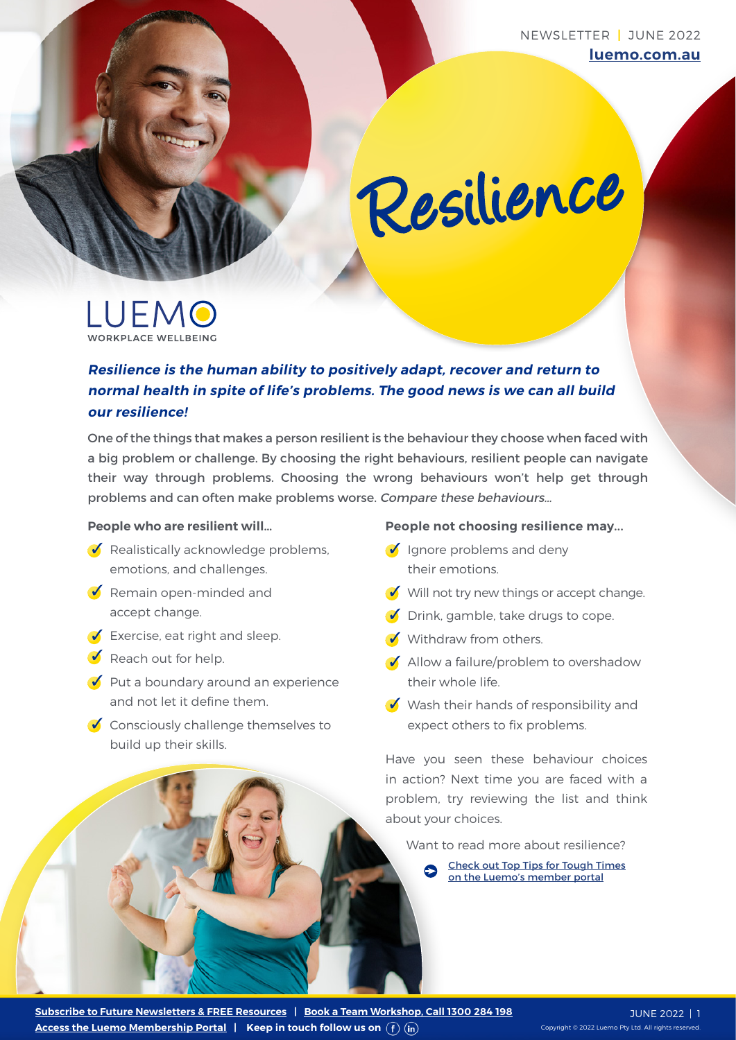NEWSLETTER | JUNE 2022
**luemo.com.au**

# Resilience

LUEMO
WORKPLACE WELLBEING

***Resilience is the human ability to positively adapt, recover and return to normal health in spite of life's problems. The good news is we can all build our resilience!***

One of the things that makes a person resilient is the behaviour they choose when faced with a big problem or challenge. By choosing the right behaviours, resilient people can navigate their way through problems. Choosing the wrong behaviours won't help get through problems and can often make problems worse. *Compare these behaviours...*

**People who are resilient will...**

- Realistically acknowledge problems, emotions, and challenges.
- Remain open-minded and accept change.
- Exercise, eat right and sleep.
- Reach out for help.
- Put a boundary around an experience and not let it define them.
- Consciously challenge themselves to build up their skills.

**People not choosing resilience may...**

- Ignore problems and deny their emotions.
- Will not try new things or accept change.
- Drink, gamble, take drugs to cope.
- Withdraw from others.
- Allow a failure/problem to overshadow their whole life.
- Wash their hands of responsibility and expect others to fix problems.

Have you seen these behaviour choices in action? Next time you are faced with a problem, try reviewing the list and think about your choices.

Want to read more about resilience?

Check out Top Tips for Tough Times on the Luemo's member portal

**Subscribe to Future Newsletters & FREE Resources** | **Book a Team Workshop, Call 1300 284 198**
**Access the Luemo Membership Portal** | **Keep in touch follow us on**

Copyright © 2022 Luemo Pty Ltd. All rights reserved.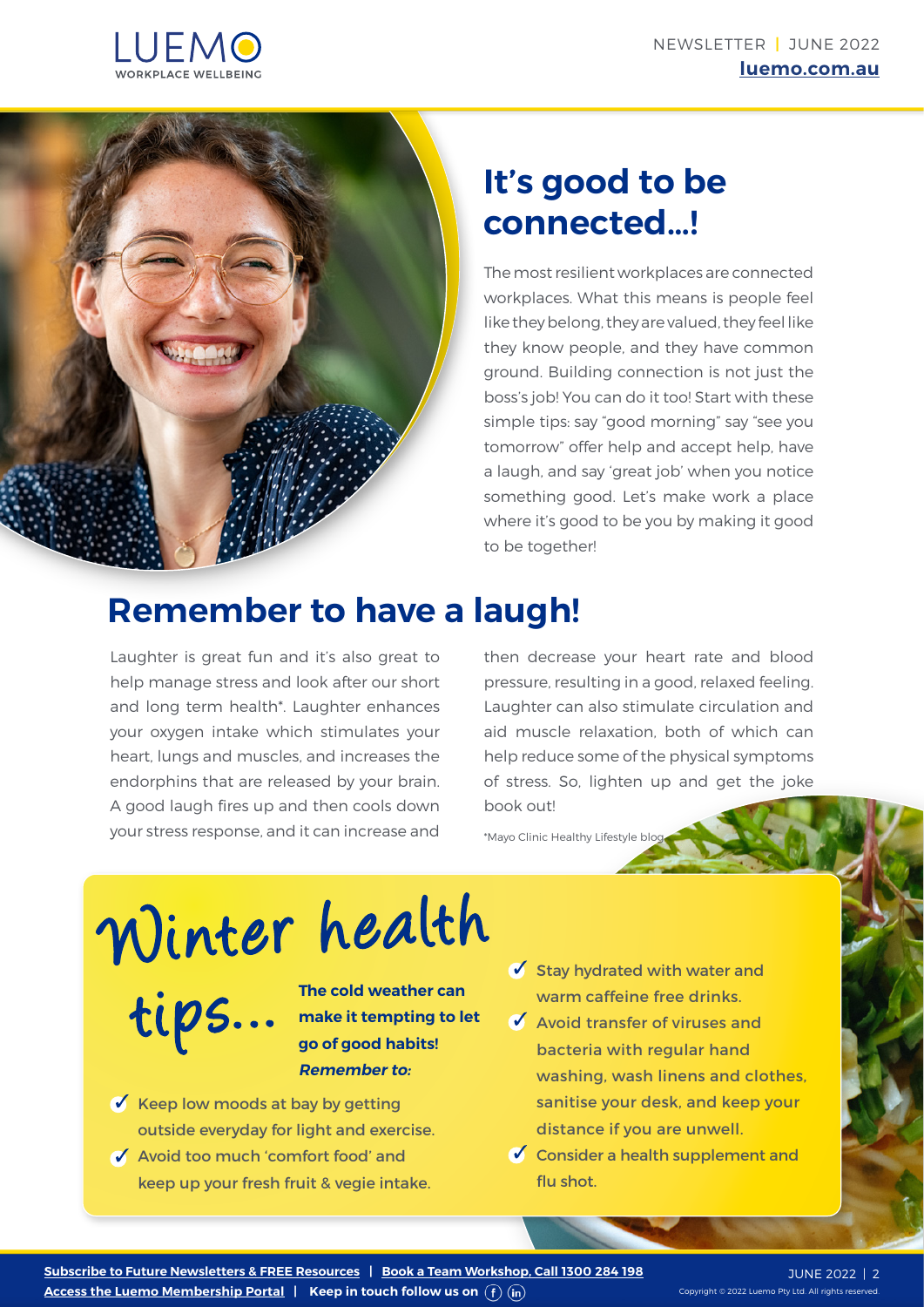## It's good to be connected...!

The most resilient workplaces are connected workplaces. What this means is people feel like they belong, they are valued, they feel like they know people, and they have common ground. Building connection is not just the boss's job! You can do it too! Start with these simple tips: say "good morning" say "see you tomorrow" offer help and accept help, have a laugh, and say 'great job' when you notice something good. Let's make work a place where it's good to be you by making it good to be together!

## Remember to have a laugh!

Laughter is great fun and it's also great to help manage stress and look after our short and long term health*. Laughter enhances your oxygen intake which stimulates your heart, lungs and muscles, and increases the endorphins that are released by your brain. A good laugh fires up and then cools down your stress response, and it can increase and then decrease your heart rate and blood pressure, resulting in a good, relaxed feeling. Laughter can also stimulate circulation and aid muscle relaxation, both of which can help reduce some of the physical symptoms of stress. So, lighten up and get the joke book out!

*Mayo Clinic Healthy Lifestyle blog

## Winter health tips...

**The cold weather can make it tempting to let go of good habits!**
***Remember to:***

- Keep low moods at bay by getting outside everyday for light and exercise.
- Avoid too much 'comfort food' and keep up your fresh fruit & vegie intake.
- Stay hydrated with water and warm caffeine free drinks.
- Avoid transfer of viruses and bacteria with regular hand washing, wash linens and clothes, sanitise your desk, and keep your distance if you are unwell.
- Consider a health supplement and flu shot.

**Subscribe to Future Newsletters & FREE Resources** | **Book a Team Workshop, Call 1300 284 198**
**Access the Luemo Membership Portal** | **Keep in touch follow us on**

Copyright © 2022 Luemo Pty Ltd. All rights reserved.